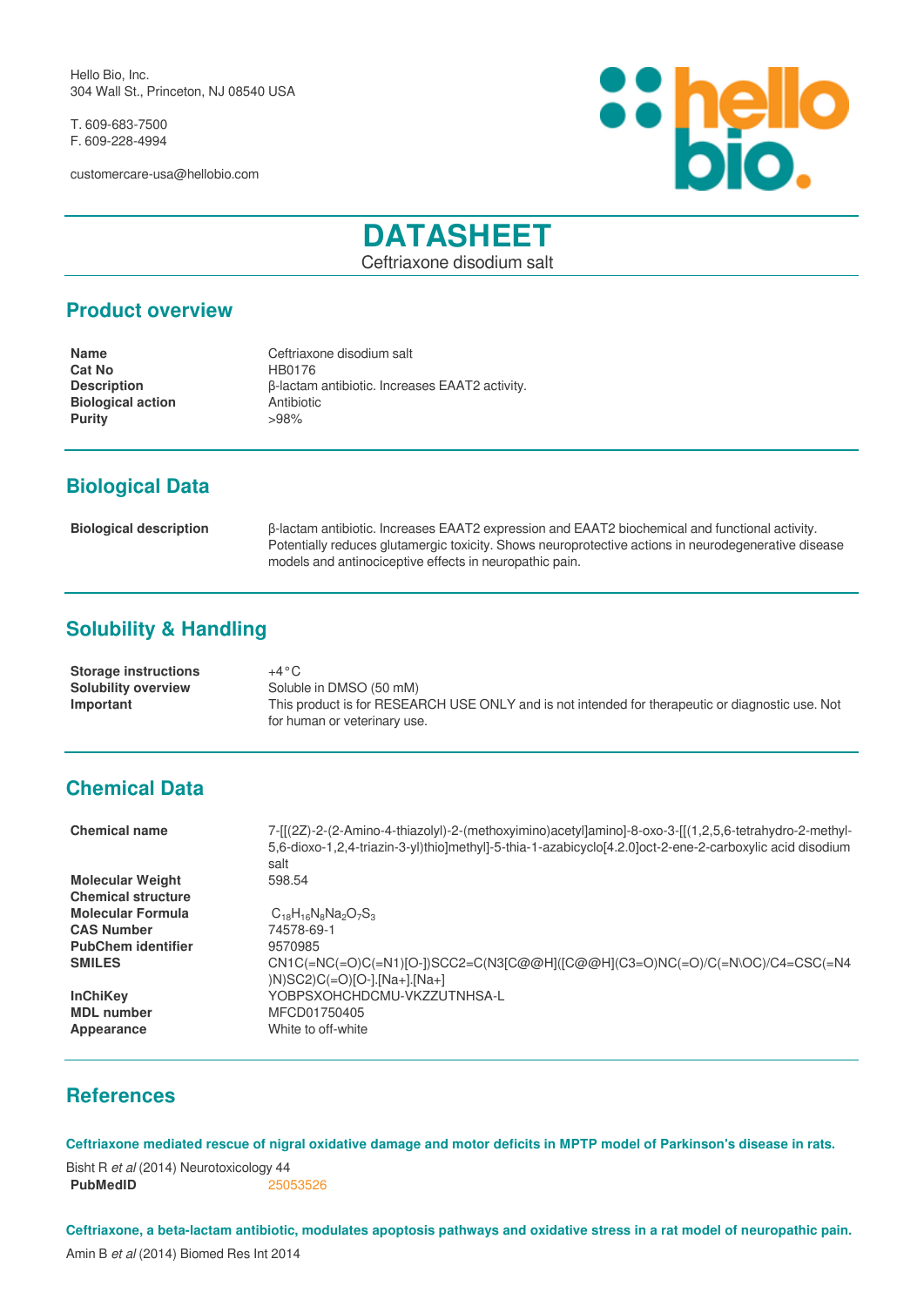Hello Bio, Inc.
304 Wall St., Princeton, NJ 08540 USA

T. 609-683-7500
F. 609-228-4994

customercare-usa@hellobio.com

# DATASHEET

Ceftriaxone disodium salt

## Product overview

| | |
|---|---|
| **Name** | Ceftriaxone disodium salt |
| **Cat No** | HB0176 |
| **Description** | β-lactam antibiotic. Increases EAAT2 activity. |
| **Biological action** | Antibiotic |
| **Purity** | >98% |

## Biological Data

| | |
|---|---|
| **Biological description** | β-lactam antibiotic. Increases EAAT2 expression and EAAT2 biochemical and functional activity. Potentially reduces glutamergic toxicity. Shows neuroprotective actions in neurodegenerative disease models and antinociceptive effects in neuropathic pain. |

## Solubility & Handling

| | |
|---|---|
| **Storage instructions** | +4°C |
| **Solubility overview** | Soluble in DMSO (50 mM) |
| **Important** | This product is for RESEARCH USE ONLY and is not intended for therapeutic or diagnostic use. Not for human or veterinary use. |

## Chemical Data

| | |
|---|---|
| **Chemical name** | 7-[[(2Z)-2-(2-Amino-4-thiazolyl)-2-(methoxyimino)acetyl]amino]-8-oxo-3-[[(1,2,5,6-tetrahydro-2-methyl-5,6-dioxo-1,2,4-triazin-3-yl)thio]methyl]-5-thia-1-azabicyclo[4.2.0]oct-2-ene-2-carboxylic acid disodium salt |
| **Molecular Weight** | 598.54 |
| **Chemical structure** | |
| **Molecular Formula** | $C_{18}H_{16}N_8Na_2O_7S_3$ |
| **CAS Number** | 74578-69-1 |
| **PubChem identifier** | 9570985 |
| **SMILES** | CN1C(=NC(=O)C(=N1)[O-])SCC2=C(N3[C@@H]([C@@H](C3=O)NC(=O)/C(=N\OC)/C4=CSC(=N4)N)SC2)C(=O)[O-].[Na+].[Na+] |
| **InChiKey** | YOBPSXOHCHDCMU-VKZZUTNHSA-L |
| **MDL number** | MFCD01750405 |
| **Appearance** | White to off-white |

## References

**Ceftriaxone mediated rescue of nigral oxidative damage and motor deficits in MPTP model of Parkinson's disease in rats.**

Bisht R *et al* (2014) Neurotoxicology 44
**PubMedID** 25053526

**Ceftriaxone, a beta-lactam antibiotic, modulates apoptosis pathways and oxidative stress in a rat model of neuropathic pain.**

Amin B *et al* (2014) Biomed Res Int 2014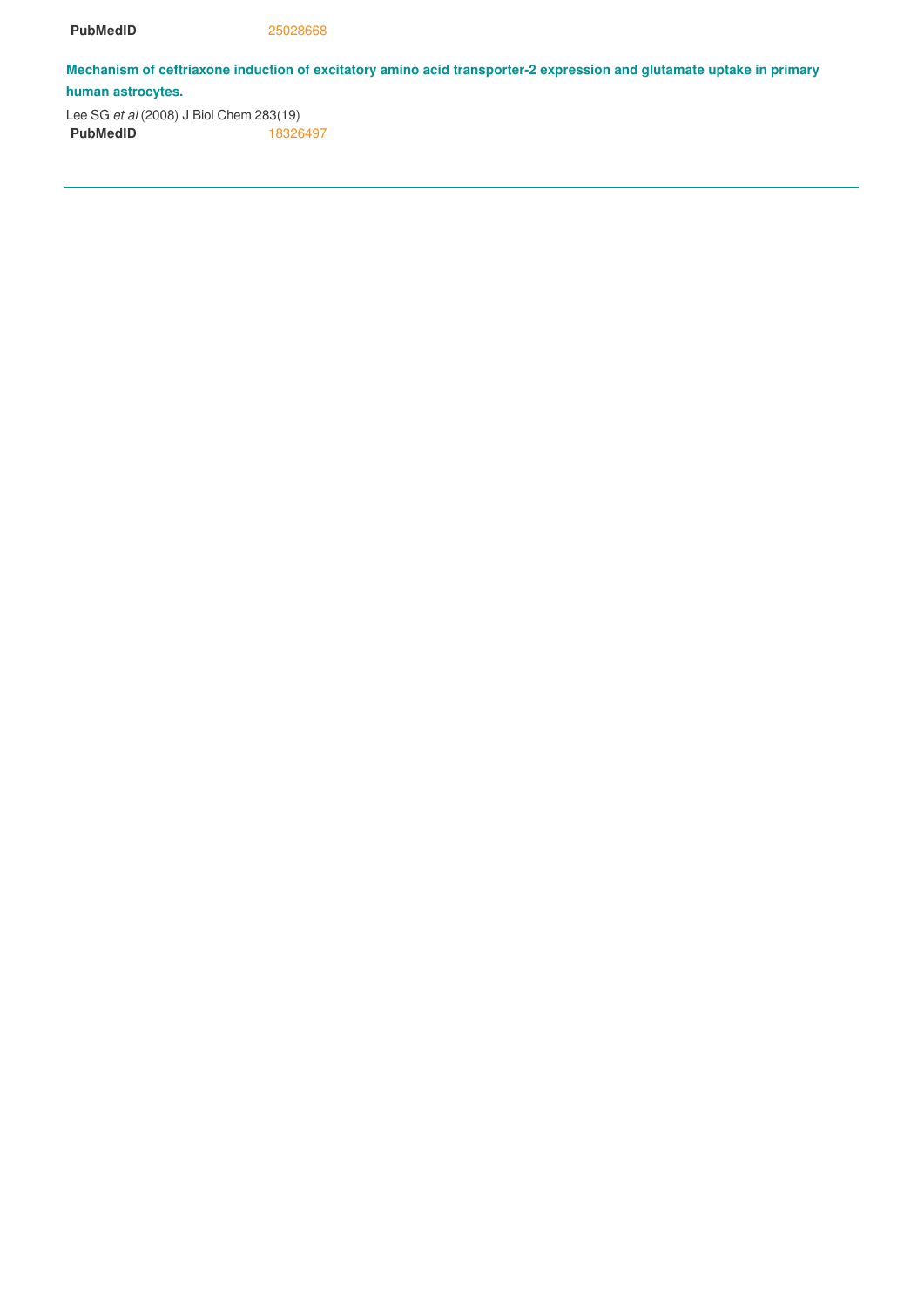**PubMedID** 25028668

**Mechanism of ceftriaxone induction of excitatory amino acid transporter-2 expression and glutamate uptake in primary human astrocytes.**

Lee SG *et al* (2008) J Biol Chem 283(19)
**PubMedID** 18326497